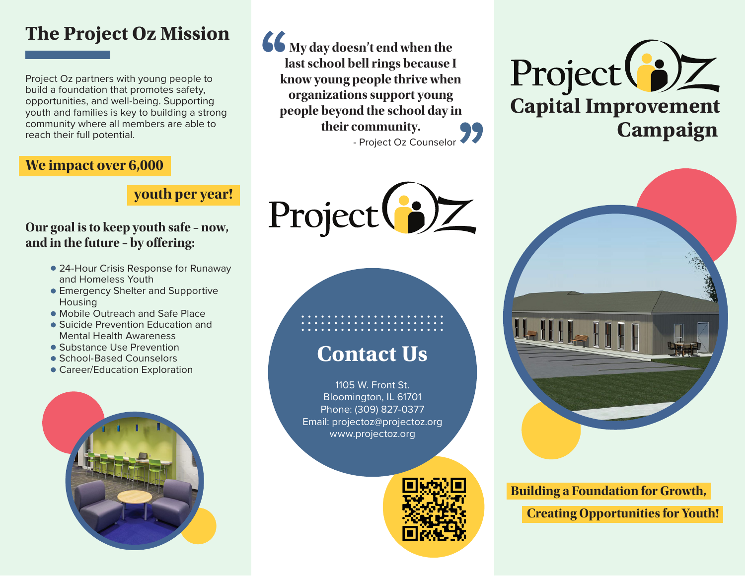## The Project Oz Mission

Project Oz partners with young people to build a foundation that promotes safety, opportunities, and well-being. Supporting youth and families is key to building a strong community where all members are able to reach their full potential.

**We impact over 6,000 youth per year!**

**Our goal is to keep youth safe – now, and in the future – by offering:**

- 24-Hour Crisis Response for Runaway and Homeless Youth
- Emergency Shelter and Supportive Housing
- Mobile Outreach and Safe Place
- Suicide Prevention Education and Mental Health Awareness
- Substance Use Prevention
- School-Based Counselors
- Career/Education Exploration

> **My day doesn't end when the last school bell rings because I know young people thrive when organizations support young people beyond the school day in their community.**
>
> \- Project Oz Counselor

Project Oz

## Contact Us

1105 W. Front St.
Bloomington, IL 61701
Phone: (309) 827-0377
Email: projectoz@projectoz.org
www.projectoz.org

# Project Oz Capital Improvement Campaign

**Building a Foundation for Growth, Creating Opportunities for Youth!**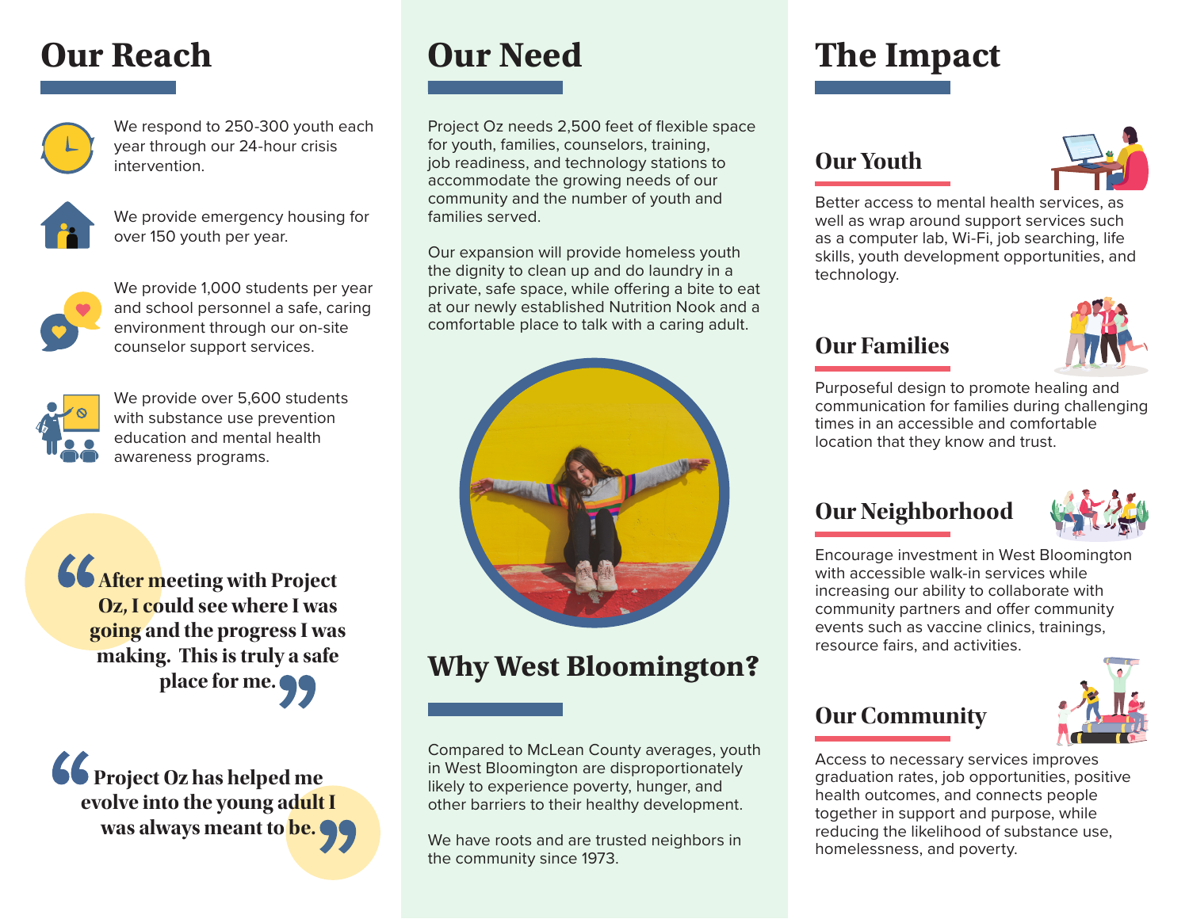## Our Reach

We respond to 250-300 youth each year through our 24-hour crisis intervention.

We provide emergency housing for over 150 youth per year.

We provide 1,000 students per year and school personnel a safe, caring environment through our on-site counselor support services.

We provide over 5,600 students with substance use prevention education and mental health awareness programs.

> **"After meeting with Project Oz, I could see where I was going and the progress I was making. This is truly a safe place for me."**

> **"Project Oz has helped me evolve into the young adult I was always meant to be."**

## Our Need

Project Oz needs 2,500 feet of flexible space for youth, families, counselors, training, job readiness, and technology stations to accommodate the growing needs of our community and the number of youth and families served.

Our expansion will provide homeless youth the dignity to clean up and do laundry in a private, safe space, while offering a bite to eat at our newly established Nutrition Nook and a comfortable place to talk with a caring adult.

## Why West Bloomington?

Compared to McLean County averages, youth in West Bloomington are disproportionately likely to experience poverty, hunger, and other barriers to their healthy development.

We have roots and are trusted neighbors in the community since 1973.

## The Impact

### Our Youth

Better access to mental health services, as well as wrap around support services such as a computer lab, Wi-Fi, job searching, life skills, youth development opportunities, and technology.

### Our Families

Purposeful design to promote healing and communication for families during challenging times in an accessible and comfortable location that they know and trust.

### Our Neighborhood

Encourage investment in West Bloomington with accessible walk-in services while increasing our ability to collaborate with community partners and offer community events such as vaccine clinics, trainings, resource fairs, and activities.

### Our Community

Access to necessary services improves graduation rates, job opportunities, positive health outcomes, and connects people together in support and purpose, while reducing the likelihood of substance use, homelessness, and poverty.